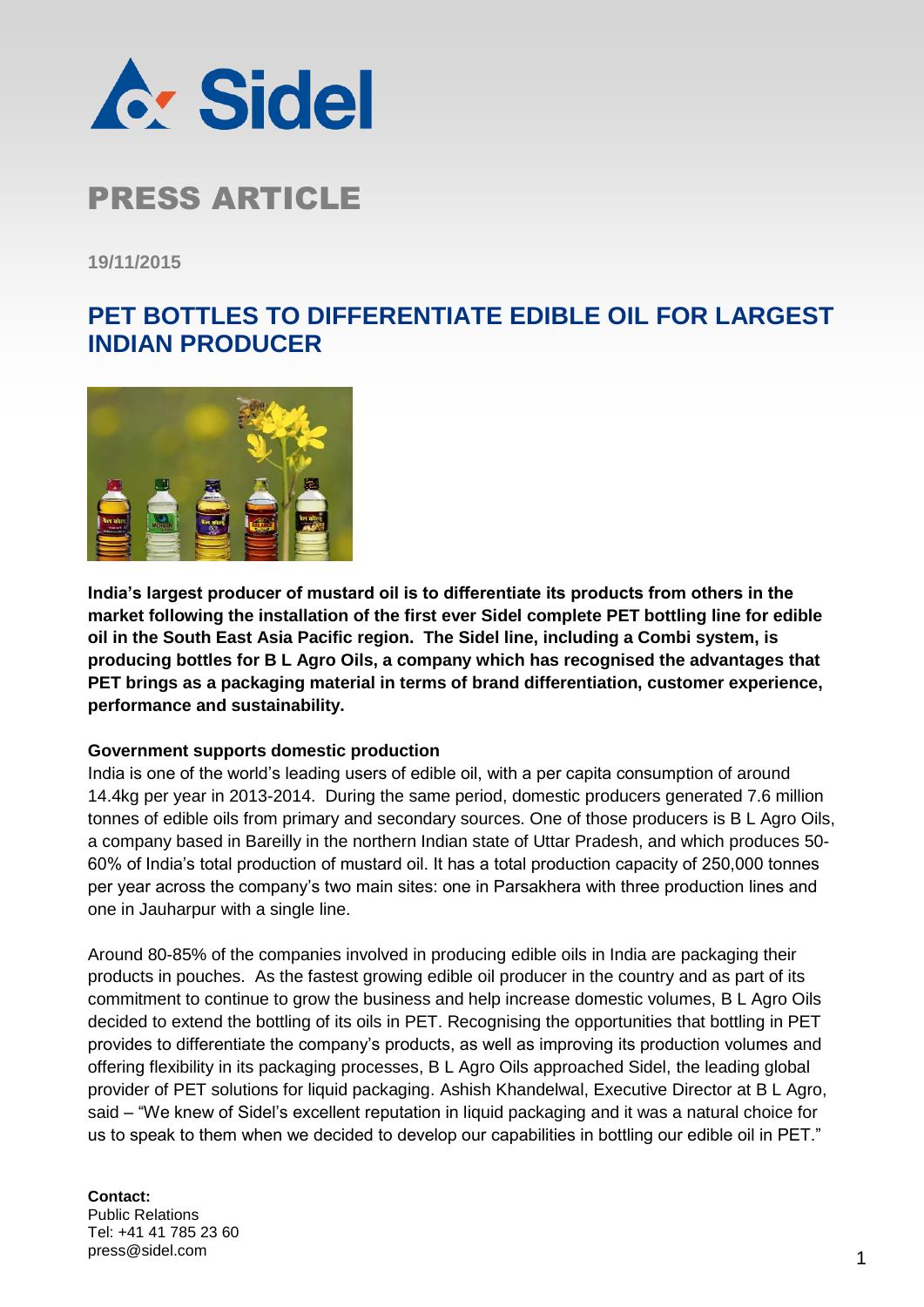# PRESS ARTICLE

19/11/2015

## PET BOTTLES TO DIFFERENTIATE EDIBLE OIL FOR LARGEST INDIAN PRODUCER

**India's largest producer of mustard oil is to differentiate its products from others in the market following the installation of the first ever Sidel complete PET bottling line for edible oil in the South East Asia Pacific region. The Sidel line, including a Combi system, is producing bottles for B L Agro Oils, a company which has recognised the advantages that PET brings as a packaging material in terms of brand differentiation, customer experience, performance and sustainability.**

### Government supports domestic production

India is one of the world's leading users of edible oil, with a per capita consumption of around 14.4kg per year in 2013-2014. During the same period, domestic producers generated 7.6 million tonnes of edible oils from primary and secondary sources. One of those producers is B L Agro Oils, a company based in Bareilly in the northern Indian state of Uttar Pradesh, and which produces 50-60% of India's total production of mustard oil. It has a total production capacity of 250,000 tonnes per year across the company's two main sites: one in Parsakhera with three production lines and one in Jauharpur with a single line.

Around 80-85% of the companies involved in producing edible oils in India are packaging their products in pouches. As the fastest growing edible oil producer in the country and as part of its commitment to continue to grow the business and help increase domestic volumes, B L Agro Oils decided to extend the bottling of its oils in PET. Recognising the opportunities that bottling in PET provides to differentiate the company's products, as well as improving its production volumes and offering flexibility in its packaging processes, B L Agro Oils approached Sidel, the leading global provider of PET solutions for liquid packaging. Ashish Khandelwal, Executive Director at B L Agro, said – "We knew of Sidel's excellent reputation in liquid packaging and it was a natural choice for us to speak to them when we decided to develop our capabilities in bottling our edible oil in PET."

**Contact:**
Public Relations
Tel: +41 41 785 23 60
press@sidel.com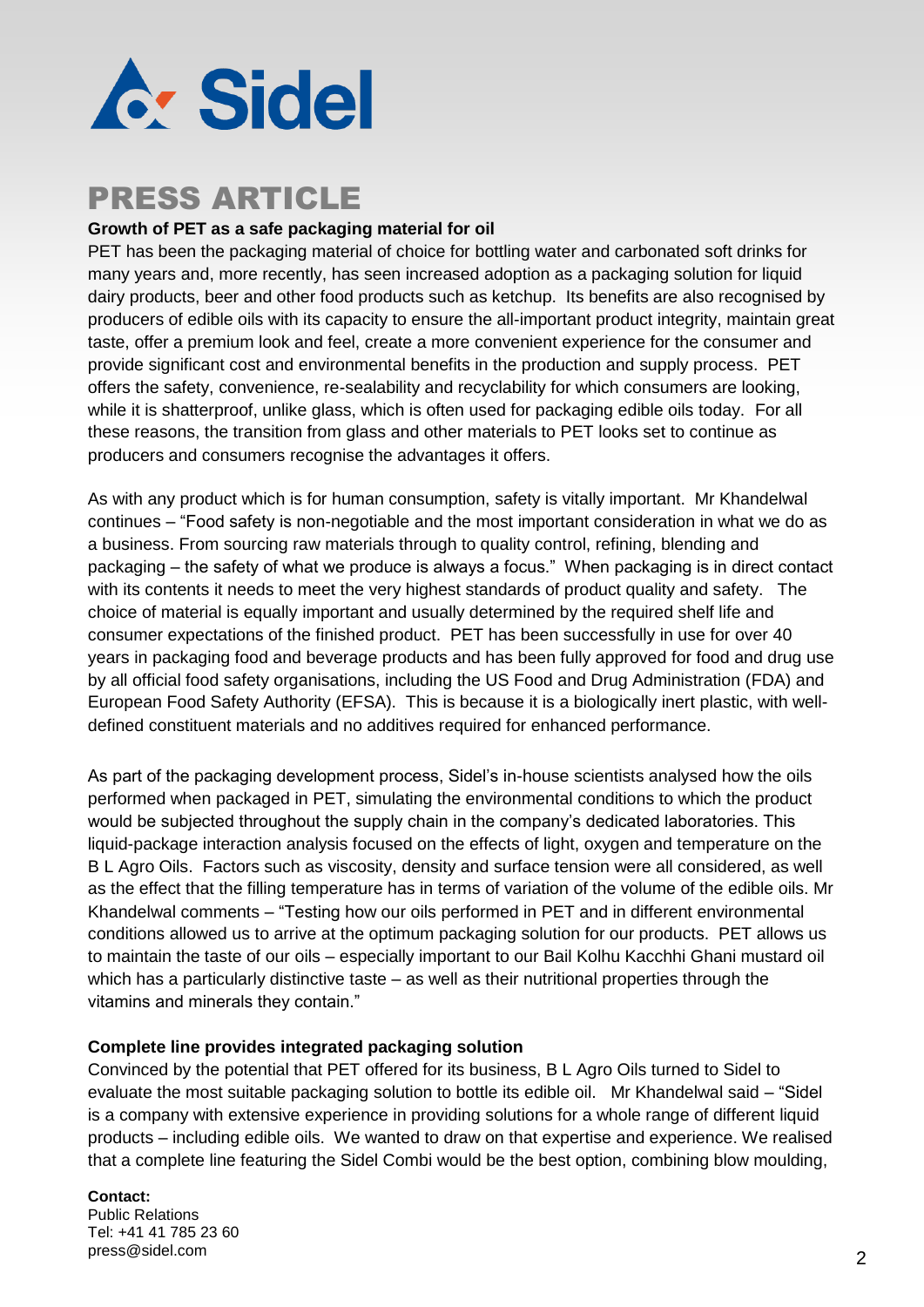# PRESS ARTICLE

**Growth of PET as a safe packaging material for oil**

PET has been the packaging material of choice for bottling water and carbonated soft drinks for many years and, more recently, has seen increased adoption as a packaging solution for liquid dairy products, beer and other food products such as ketchup. Its benefits are also recognised by producers of edible oils with its capacity to ensure the all-important product integrity, maintain great taste, offer a premium look and feel, create a more convenient experience for the consumer and provide significant cost and environmental benefits in the production and supply process. PET offers the safety, convenience, re-sealability and recyclability for which consumers are looking, while it is shatterproof, unlike glass, which is often used for packaging edible oils today. For all these reasons, the transition from glass and other materials to PET looks set to continue as producers and consumers recognise the advantages it offers.

As with any product which is for human consumption, safety is vitally important. Mr Khandelwal continues – "Food safety is non-negotiable and the most important consideration in what we do as a business. From sourcing raw materials through to quality control, refining, blending and packaging – the safety of what we produce is always a focus." When packaging is in direct contact with its contents it needs to meet the very highest standards of product quality and safety. The choice of material is equally important and usually determined by the required shelf life and consumer expectations of the finished product. PET has been successfully in use for over 40 years in packaging food and beverage products and has been fully approved for food and drug use by all official food safety organisations, including the US Food and Drug Administration (FDA) and European Food Safety Authority (EFSA). This is because it is a biologically inert plastic, with well-defined constituent materials and no additives required for enhanced performance.

As part of the packaging development process, Sidel's in-house scientists analysed how the oils performed when packaged in PET, simulating the environmental conditions to which the product would be subjected throughout the supply chain in the company's dedicated laboratories. This liquid-package interaction analysis focused on the effects of light, oxygen and temperature on the B L Agro Oils. Factors such as viscosity, density and surface tension were all considered, as well as the effect that the filling temperature has in terms of variation of the volume of the edible oils. Mr Khandelwal comments – "Testing how our oils performed in PET and in different environmental conditions allowed us to arrive at the optimum packaging solution for our products. PET allows us to maintain the taste of our oils – especially important to our Bail Kolhu Kacchhi Ghani mustard oil which has a particularly distinctive taste – as well as their nutritional properties through the vitamins and minerals they contain."

**Complete line provides integrated packaging solution**

Convinced by the potential that PET offered for its business, B L Agro Oils turned to Sidel to evaluate the most suitable packaging solution to bottle its edible oil. Mr Khandelwal said – "Sidel is a company with extensive experience in providing solutions for a whole range of different liquid products – including edible oils. We wanted to draw on that expertise and experience. We realised that a complete line featuring the Sidel Combi would be the best option, combining blow moulding,

**Contact:**
Public Relations
Tel: +41 41 785 23 60
press@sidel.com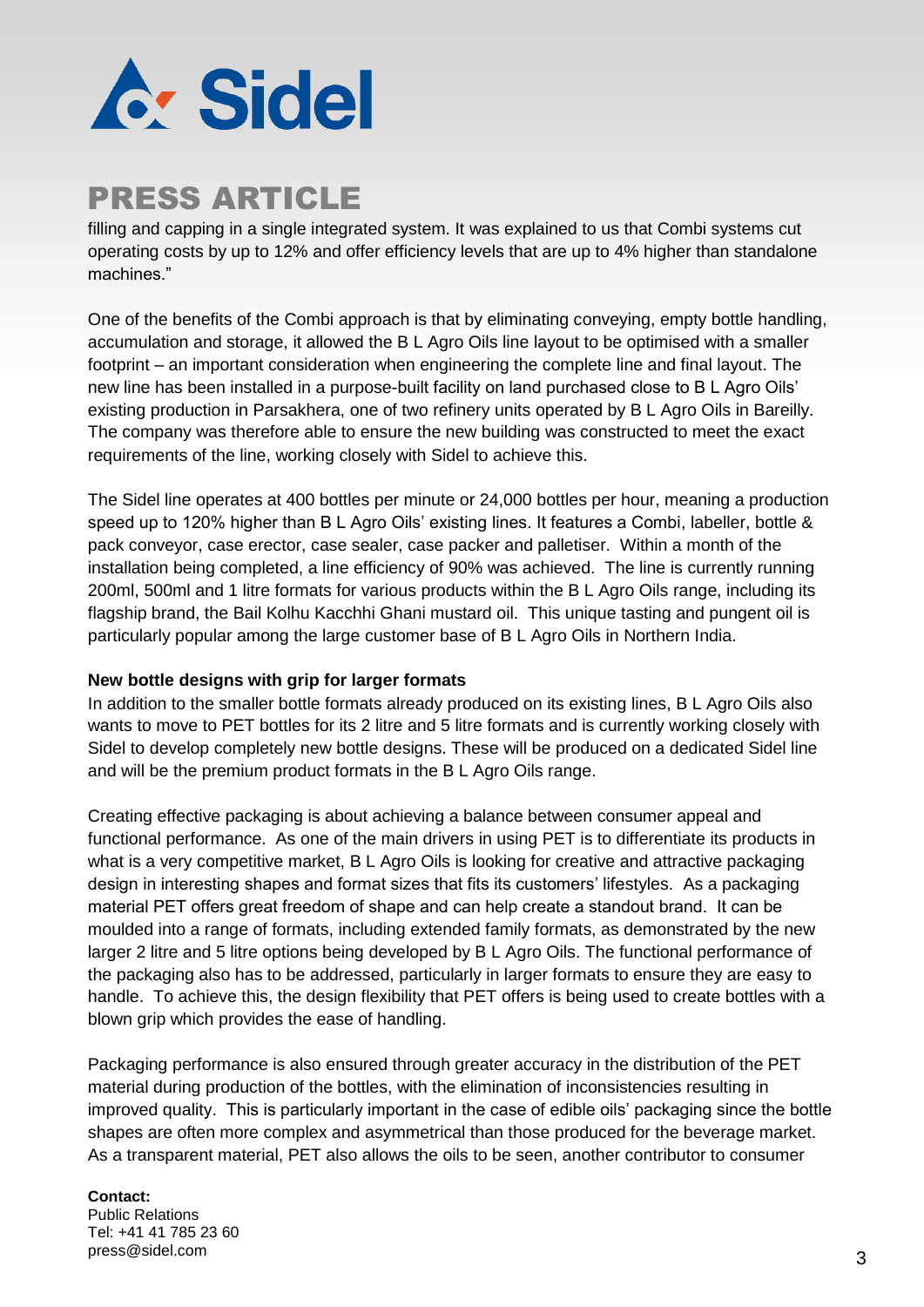filling and capping in a single integrated system. It was explained to us that Combi systems cut operating costs by up to 12% and offer efficiency levels that are up to 4% higher than standalone machines."

One of the benefits of the Combi approach is that by eliminating conveying, empty bottle handling, accumulation and storage, it allowed the B L Agro Oils line layout to be optimised with a smaller footprint – an important consideration when engineering the complete line and final layout. The new line has been installed in a purpose-built facility on land purchased close to B L Agro Oils' existing production in Parsakhera, one of two refinery units operated by B L Agro Oils in Bareilly. The company was therefore able to ensure the new building was constructed to meet the exact requirements of the line, working closely with Sidel to achieve this.

The Sidel line operates at 400 bottles per minute or 24,000 bottles per hour, meaning a production speed up to 120% higher than B L Agro Oils' existing lines. It features a Combi, labeller, bottle & pack conveyor, case erector, case sealer, case packer and palletiser. Within a month of the installation being completed, a line efficiency of 90% was achieved. The line is currently running 200ml, 500ml and 1 litre formats for various products within the B L Agro Oils range, including its flagship brand, the Bail Kolhu Kacchhi Ghani mustard oil. This unique tasting and pungent oil is particularly popular among the large customer base of B L Agro Oils in Northern India.

**New bottle designs with grip for larger formats**

In addition to the smaller bottle formats already produced on its existing lines, B L Agro Oils also wants to move to PET bottles for its 2 litre and 5 litre formats and is currently working closely with Sidel to develop completely new bottle designs. These will be produced on a dedicated Sidel line and will be the premium product formats in the B L Agro Oils range.

Creating effective packaging is about achieving a balance between consumer appeal and functional performance. As one of the main drivers in using PET is to differentiate its products in what is a very competitive market, B L Agro Oils is looking for creative and attractive packaging design in interesting shapes and format sizes that fits its customers' lifestyles. As a packaging material PET offers great freedom of shape and can help create a standout brand. It can be moulded into a range of formats, including extended family formats, as demonstrated by the new larger 2 litre and 5 litre options being developed by B L Agro Oils. The functional performance of the packaging also has to be addressed, particularly in larger formats to ensure they are easy to handle. To achieve this, the design flexibility that PET offers is being used to create bottles with a blown grip which provides the ease of handling.

Packaging performance is also ensured through greater accuracy in the distribution of the PET material during production of the bottles, with the elimination of inconsistencies resulting in improved quality. This is particularly important in the case of edible oils' packaging since the bottle shapes are often more complex and asymmetrical than those produced for the beverage market. As a transparent material, PET also allows the oils to be seen, another contributor to consumer

**Contact:**
Public Relations
Tel: +41 41 785 23 60
press@sidel.com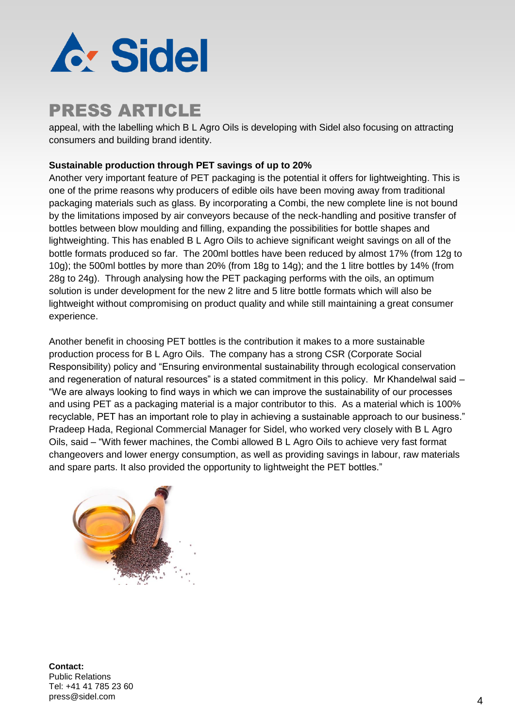appeal, with the labelling which B L Agro Oils is developing with Sidel also focusing on attracting consumers and building brand identity.

**Sustainable production through PET savings of up to 20%**

Another very important feature of PET packaging is the potential it offers for lightweighting. This is one of the prime reasons why producers of edible oils have been moving away from traditional packaging materials such as glass. By incorporating a Combi, the new complete line is not bound by the limitations imposed by air conveyors because of the neck-handling and positive transfer of bottles between blow moulding and filling, expanding the possibilities for bottle shapes and lightweighting. This has enabled B L Agro Oils to achieve significant weight savings on all of the bottle formats produced so far. The 200ml bottles have been reduced by almost 17% (from 12g to 10g); the 500ml bottles by more than 20% (from 18g to 14g); and the 1 litre bottles by 14% (from 28g to 24g). Through analysing how the PET packaging performs with the oils, an optimum solution is under development for the new 2 litre and 5 litre bottle formats which will also be lightweight without compromising on product quality and while still maintaining a great consumer experience.

Another benefit in choosing PET bottles is the contribution it makes to a more sustainable production process for B L Agro Oils. The company has a strong CSR (Corporate Social Responsibility) policy and "Ensuring environmental sustainability through ecological conservation and regeneration of natural resources" is a stated commitment in this policy. Mr Khandelwal said – "We are always looking to find ways in which we can improve the sustainability of our processes and using PET as a packaging material is a major contributor to this. As a material which is 100% recyclable, PET has an important role to play in achieving a sustainable approach to our business." Pradeep Hada, Regional Commercial Manager for Sidel, who worked very closely with B L Agro Oils, said – "With fewer machines, the Combi allowed B L Agro Oils to achieve very fast format changeovers and lower energy consumption, as well as providing savings in labour, raw materials and spare parts. It also provided the opportunity to lightweight the PET bottles."

**Contact:**
Public Relations
Tel: +41 41 785 23 60
press@sidel.com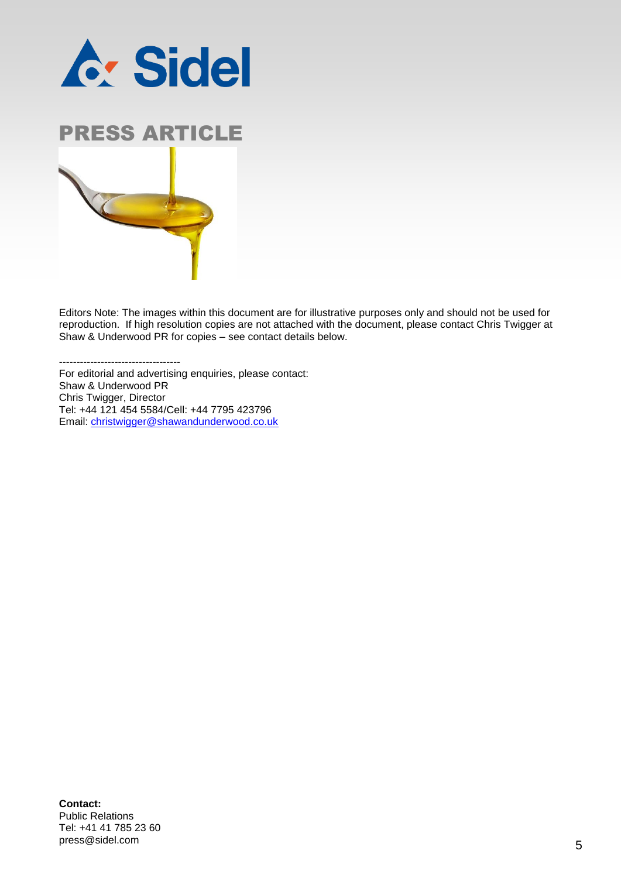# PRESS ARTICLE

Editors Note: The images within this document are for illustrative purposes only and should not be used for reproduction. If high resolution copies are not attached with the document, please contact Chris Twigger at Shaw & Underwood PR for copies – see contact details below.

-----------------------------------
For editorial and advertising enquiries, please contact:
Shaw & Underwood PR
Chris Twigger, Director
Tel: +44 121 454 5584/Cell: +44 7795 423796
Email: christwigger@shawandunderwood.co.uk

**Contact:**
Public Relations
Tel: +41 41 785 23 60
press@sidel.com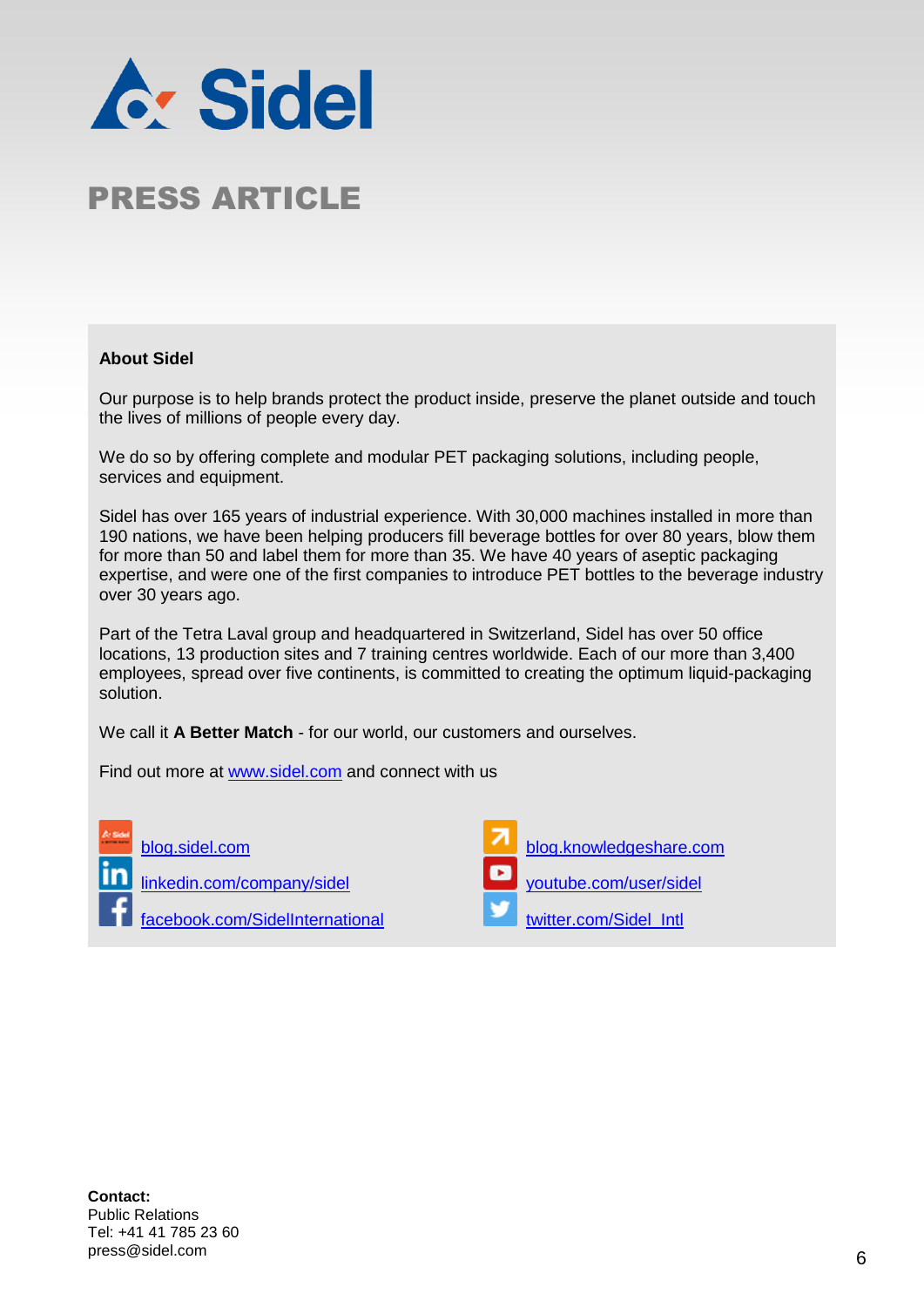# PRESS ARTICLE

**About Sidel**

Our purpose is to help brands protect the product inside, preserve the planet outside and touch the lives of millions of people every day.

We do so by offering complete and modular PET packaging solutions, including people, services and equipment.

Sidel has over 165 years of industrial experience. With 30,000 machines installed in more than 190 nations, we have been helping producers fill beverage bottles for over 80 years, blow them for more than 50 and label them for more than 35. We have 40 years of aseptic packaging expertise, and were one of the first companies to introduce PET bottles to the beverage industry over 30 years ago.

Part of the Tetra Laval group and headquartered in Switzerland, Sidel has over 50 office locations, 13 production sites and 7 training centres worldwide. Each of our more than 3,400 employees, spread over five continents, is committed to creating the optimum liquid-packaging solution.

We call it **A Better Match** - for our world, our customers and ourselves.

Find out more at www.sidel.com and connect with us

- blog.sidel.com
- linkedin.com/company/sidel
- facebook.com/SidelInternational
- blog.knowledgeshare.com
- youtube.com/user/sidel
- twitter.com/Sidel_Intl

**Contact:**
Public Relations
Tel: +41 41 785 23 60
press@sidel.com